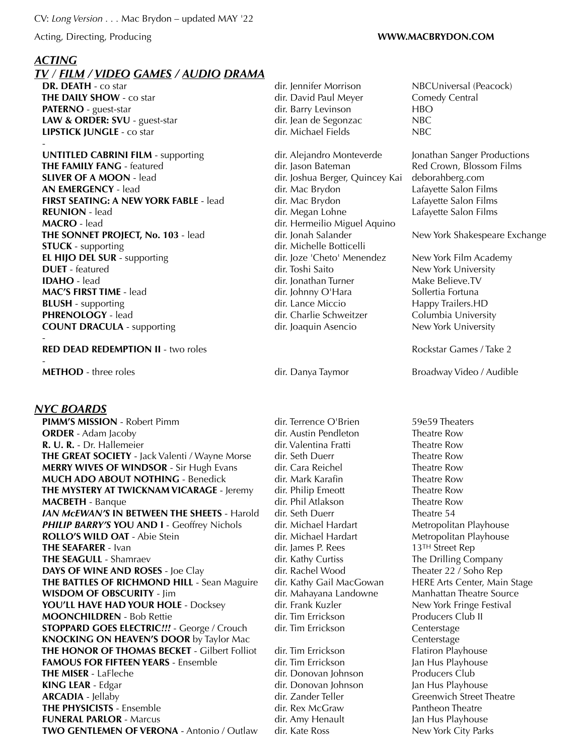CV: *Long Version* . . . Mac Brydon – updated MAY '22

Acting, Directing, Producing **WWW.MACBRYDON.COM**

## ***ACTING***

### ***TV / FILM / VIDEO GAMES / AUDIO DRAMA***

| | | |
|---|---|---|
| **DR. DEATH** - co star | dir. Jennifer Morrison | NBCUniversal (Peacock) |
| **THE DAILY SHOW** - co star | dir. David Paul Meyer | Comedy Central |
| **PATERNO** - guest-star | dir. Barry Levinson | HBO |
| **LAW & ORDER: SVU** - guest-star | dir. Jean de Segonzac | NBC |
| **LIPSTICK JUNGLE** - co star | dir. Michael Fields | NBC |
| - | | |
| **UNTITLED CABRINI FILM** - supporting | dir. Alejandro Monteverde | Jonathan Sanger Productions |
| **THE FAMILY FANG** - featured | dir. Jason Bateman | Red Crown, Blossom Films |
| **SLIVER OF A MOON** - lead | dir. Joshua Berger, Quincey Kai | deborahberg.com |
| **AN EMERGENCY** - lead | dir. Mac Brydon | Lafayette Salon Films |
| **FIRST SEATING: A NEW YORK FABLE** - lead | dir. Mac Brydon | Lafayette Salon Films |
| **REUNION** - lead | dir. Megan Lohne | Lafayette Salon Films |
| **MACRO** - lead | dir. Hermeilio Miguel Aquino | |
| **THE SONNET PROJECT, No. 103** - lead | dir. Jonah Salander | New York Shakespeare Exchange |
| **STUCK** - supporting | dir. Michelle Botticelli | |
| **EL HIJO DEL SUR** - supporting | dir. Joze 'Cheto' Menendez | New York Film Academy |
| **DUET** - featured | dir. Toshi Saito | New York University |
| **IDAHO** - lead | dir. Jonathan Turner | Make Believe.TV |
| **MAC'S FIRST TIME** - lead | dir. Johnny O'Hara | Sollertia Fortuna |
| **BLUSH** - supporting | dir. Lance Miccio | Happy Trailers.HD |
| **PHRENOLOGY** - lead | dir. Charlie Schweitzer | Columbia University |
| **COUNT DRACULA** - supporting | dir. Joaquin Asencio | New York University |
| - | | |
| **RED DEAD REDEMPTION II** - two roles | | Rockstar Games / Take 2 |
| - | | |
| **METHOD** - three roles | dir. Danya Taymor | Broadway Video / Audible |

### ***NYC BOARDS***

| | | |
|---|---|---|
| **PIMM'S MISSION** - Robert Pimm | dir. Terrence O'Brien | 59e59 Theaters |
| **ORDER** - Adam Jacoby | dir. Austin Pendleton | Theatre Row |
| **R. U. R.** - Dr. Hallemeier | dir. Valentina Fratti | Theatre Row |
| **THE GREAT SOCIETY** - Jack Valenti / Wayne Morse | dir. Seth Duerr | Theatre Row |
| **MERRY WIVES OF WINDSOR** - Sir Hugh Evans | dir. Cara Reichel | Theatre Row |
| **MUCH ADO ABOUT NOTHING** - Benedick | dir. Mark Karafin | Theatre Row |
| **THE MYSTERY AT TWICKNAM VICARAGE** - Jeremy | dir. Philip Emeott | Theatre Row |
| **MACBETH** - Banque | dir. Phil Atlakson | Theatre Row |
| ***IAN McEWAN'S* IN BETWEEN THE SHEETS** - Harold | dir. Seth Duerr | Theatre 54 |
| ***PHILIP BARRY'S* YOU AND I** - Geoffrey Nichols | dir. Michael Hardart | Metropolitan Playhouse |
| **ROLLO'S WILD OAT** - Abie Stein | dir. Michael Hardart | Metropolitan Playhouse |
| **THE SEAFARER** - Ivan | dir. James P. Rees | 13TH Street Rep |
| **THE SEAGULL** - Shamraev | dir. Kathy Curtiss | The Drilling Company |
| **DAYS OF WINE AND ROSES** - Joe Clay | dir. Rachel Wood | Theater 22 / Soho Rep |
| **THE BATTLES OF RICHMOND HILL** - Sean Maguire | dir. Kathy Gail MacGowan | HERE Arts Center, Main Stage |
| **WISDOM OF OBSCURITY** - Jim | dir. Mahayana Landowne | Manhattan Theatre Source |
| **YOU'LL HAVE HAD YOUR HOLE** - Docksey | dir. Frank Kuzler | New York Fringe Festival |
| **MOONCHILDREN** - Bob Rettie | dir. Tim Errickson | Producers Club II |
| **STOPPARD GOES ELECTRIC*!!!*** - George / Crouch | dir. Tim Errickson | Centerstage |
| **KNOCKING ON HEAVEN'S DOOR** by Taylor Mac | | Centerstage |
| **THE HONOR OF THOMAS BECKET** - Gilbert Folliot | dir. Tim Errickson | Flatiron Playhouse |
| **FAMOUS FOR FIFTEEN YEARS** - Ensemble | dir. Tim Errickson | Jan Hus Playhouse |
| **THE MISER** - LaFleche | dir. Donovan Johnson | Producers Club |
| **KING LEAR** - Edgar | dir. Donovan Johnson | Jan Hus Playhouse |
| **ARCADIA** - Jellaby | dir. Zander Teller | Greenwich Street Theatre |
| **THE PHYSICISTS** - Ensemble | dir. Rex McGraw | Pantheon Theatre |
| **FUNERAL PARLOR** - Marcus | dir. Amy Henault | Jan Hus Playhouse |
| **TWO GENTLEMEN OF VERONA** - Antonio / Outlaw | dir. Kate Ross | New York City Parks |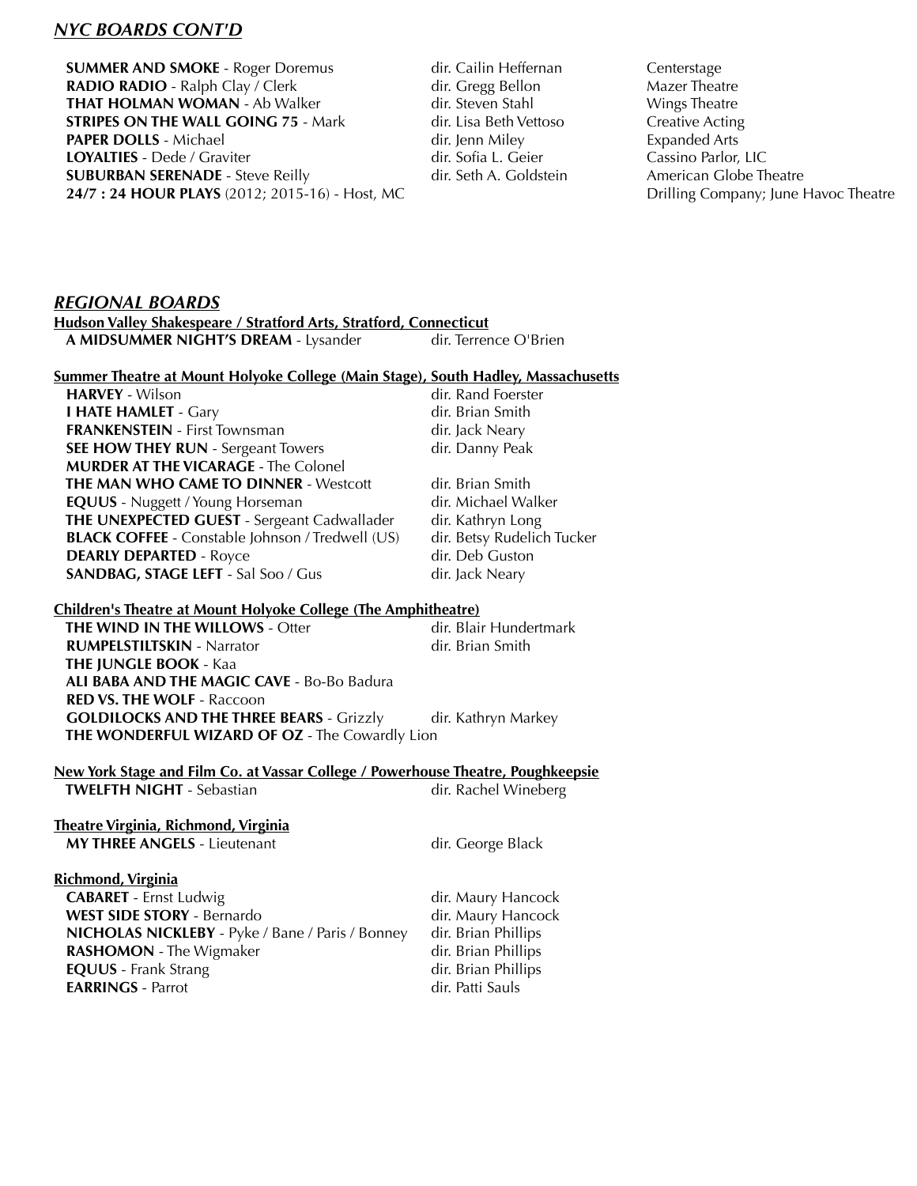## *NYC BOARDS CONT'D*

| | | |
|---|---|---|
| **SUMMER AND SMOKE** - Roger Doremus | dir. Cailin Heffernan | Centerstage |
| **RADIO RADIO** - Ralph Clay / Clerk | dir. Gregg Bellon | Mazer Theatre |
| **THAT HOLMAN WOMAN** - Ab Walker | dir. Steven Stahl | Wings Theatre |
| **STRIPES ON THE WALL GOING 75** - Mark | dir. Lisa Beth Vettoso | Creative Acting |
| **PAPER DOLLS** - Michael | dir. Jenn Miley | Expanded Arts |
| **LOYALTIES** - Dede / Graviter | dir. Sofia L. Geier | Cassino Parlor, LIC |
| **SUBURBAN SERENADE** - Steve Reilly | dir. Seth A. Goldstein | American Globe Theatre |
| **24/7 : 24 HOUR PLAYS** (2012; 2015-16) - Host, MC | | Drilling Company; June Havoc Theatre |

## *REGIONAL BOARDS*

**Hudson Valley Shakespeare / Stratford Arts, Stratford, Connecticut**

| | |
|---|---|
| **A MIDSUMMER NIGHT'S DREAM** - Lysander | dir. Terrence O'Brien |

**Summer Theatre at Mount Holyoke College (Main Stage), South Hadley, Massachusetts**

| | |
|---|---|
| **HARVEY** - Wilson | dir. Rand Foerster |
| **I HATE HAMLET** - Gary | dir. Brian Smith |
| **FRANKENSTEIN** - First Townsman | dir. Jack Neary |
| **SEE HOW THEY RUN** - Sergeant Towers | dir. Danny Peak |
| **MURDER AT THE VICARAGE** - The Colonel | |
| **THE MAN WHO CAME TO DINNER** - Westcott | dir. Brian Smith |
| **EQUUS** - Nuggett / Young Horseman | dir. Michael Walker |
| **THE UNEXPECTED GUEST** - Sergeant Cadwallader | dir. Kathryn Long |
| **BLACK COFFEE** - Constable Johnson / Tredwell (US) | dir. Betsy Rudelich Tucker |
| **DEARLY DEPARTED** - Royce | dir. Deb Guston |
| **SANDBAG, STAGE LEFT** - Sal Soo / Gus | dir. Jack Neary |

**Children's Theatre at Mount Holyoke College (The Amphitheatre)**

| | |
|---|---|
| **THE WIND IN THE WILLOWS** - Otter | dir. Blair Hundertmark |
| **RUMPELSTILTSKIN** - Narrator | dir. Brian Smith |
| **THE JUNGLE BOOK** - Kaa | |
| **ALI BABA AND THE MAGIC CAVE** - Bo-Bo Badura | |
| **RED VS. THE WOLF** - Raccoon | |
| **GOLDILOCKS AND THE THREE BEARS** - Grizzly | dir. Kathryn Markey |
| **THE WONDERFUL WIZARD OF OZ** - The Cowardly Lion | |

**New York Stage and Film Co. at Vassar College / Powerhouse Theatre, Poughkeepsie**

| | |
|---|---|
| **TWELFTH NIGHT** - Sebastian | dir. Rachel Wineberg |

**Theatre Virginia, Richmond, Virginia**

| | |
|---|---|
| **MY THREE ANGELS** - Lieutenant | dir. George Black |

**Richmond, Virginia**

| | |
|---|---|
| **CABARET** - Ernst Ludwig | dir. Maury Hancock |
| **WEST SIDE STORY** - Bernardo | dir. Maury Hancock |
| **NICHOLAS NICKLEBY** - Pyke / Bane / Paris / Bonney | dir. Brian Phillips |
| **RASHOMON** - The Wigmaker | dir. Brian Phillips |
| **EQUUS** - Frank Strang | dir. Brian Phillips |
| **EARRINGS** - Parrot | dir. Patti Sauls |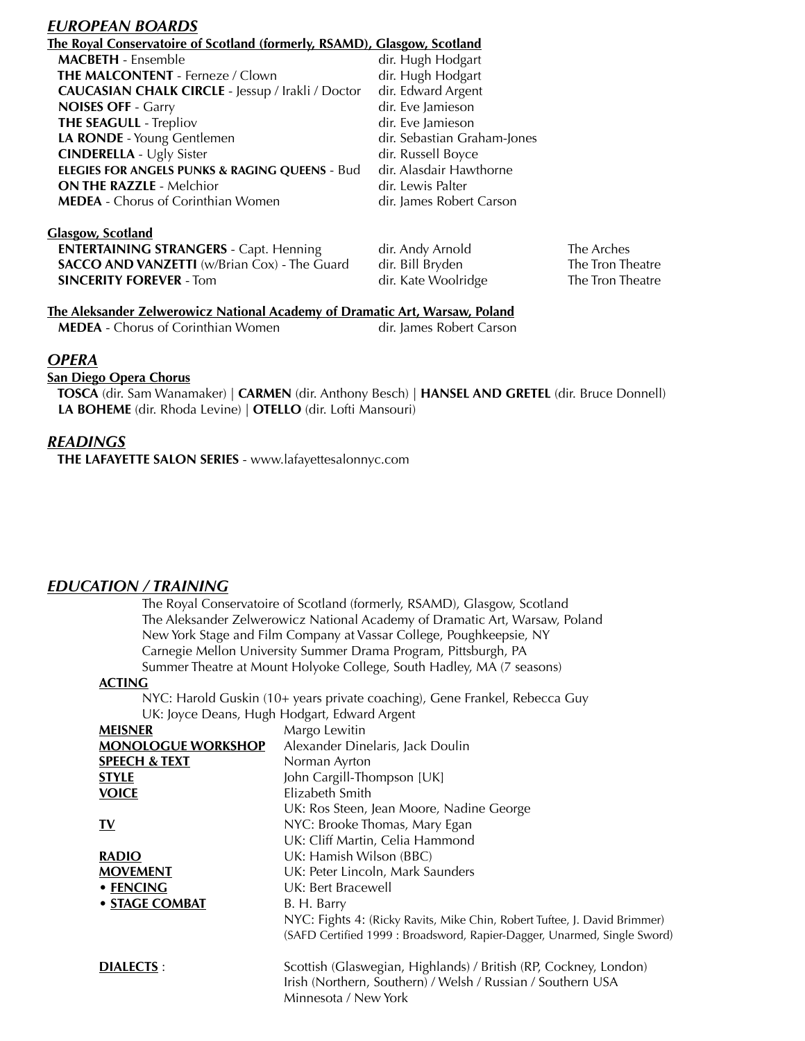## *EUROPEAN BOARDS*

**The Royal Conservatoire of Scotland (formerly, RSAMD), Glasgow, Scotland**

| | |
|---|---|
| **MACBETH** - Ensemble | dir. Hugh Hodgart |
| **THE MALCONTENT** - Ferneze / Clown | dir. Hugh Hodgart |
| **CAUCASIAN CHALK CIRCLE** - Jessup / Irakli / Doctor | dir. Edward Argent |
| **NOISES OFF** - Garry | dir. Eve Jamieson |
| **THE SEAGULL** - Trepliov | dir. Eve Jamieson |
| **LA RONDE** - Young Gentlemen | dir. Sebastian Graham-Jones |
| **CINDERELLA** - Ugly Sister | dir. Russell Boyce |
| **ELEGIES FOR ANGELS PUNKS & RAGING QUEENS** - Bud | dir. Alasdair Hawthorne |
| **ON THE RAZZLE** - Melchior | dir. Lewis Palter |
| **MEDEA** - Chorus of Corinthian Women | dir. James Robert Carson |

**Glasgow, Scotland**

| | | |
|---|---|---|
| **ENTERTAINING STRANGERS** - Capt. Henning | dir. Andy Arnold | The Arches |
| **SACCO AND VANZETTI** (w/Brian Cox) - The Guard | dir. Bill Bryden | The Tron Theatre |
| **SINCERITY FOREVER** - Tom | dir. Kate Woolridge | The Tron Theatre |

**The Aleksander Zelwerowicz National Academy of Dramatic Art, Warsaw, Poland**

| | |
|---|---|
| **MEDEA** - Chorus of Corinthian Women | dir. James Robert Carson |

## *OPERA*

**San Diego Opera Chorus**

**TOSCA** (dir. Sam Wanamaker) | **CARMEN** (dir. Anthony Besch) | **HANSEL AND GRETEL** (dir. Bruce Donnell)
**LA BOHEME** (dir. Rhoda Levine) | **OTELLO** (dir. Lofti Mansouri)

## *READINGS*

**THE LAFAYETTE SALON SERIES** - www.lafayettesalonnyc.com

## *EDUCATION / TRAINING*

The Royal Conservatoire of Scotland (formerly, RSAMD), Glasgow, Scotland
The Aleksander Zelwerowicz National Academy of Dramatic Art, Warsaw, Poland
New York Stage and Film Company at Vassar College, Poughkeepsie, NY
Carnegie Mellon University Summer Drama Program, Pittsburgh, PA
Summer Theatre at Mount Holyoke College, South Hadley, MA (7 seasons)

**ACTING**

NYC: Harold Guskin (10+ years private coaching), Gene Frankel, Rebecca Guy
UK: Joyce Deans, Hugh Hodgart, Edward Argent

| | |
|---|---|
| **MEISNER** | Margo Lewitin |
| **MONOLOGUE WORKSHOP** | Alexander Dinelaris, Jack Doulin |
| **SPEECH & TEXT** | Norman Ayrton |
| **STYLE** | John Cargill-Thompson [UK] |
| **VOICE** | Elizabeth Smith<br>UK: Ros Steen, Jean Moore, Nadine George |
| **TV** | NYC: Brooke Thomas, Mary Egan<br>UK: Cliff Martin, Celia Hammond |
| **RADIO** | UK: Hamish Wilson (BBC) |
| **MOVEMENT** | UK: Peter Lincoln, Mark Saunders |
| • **FENCING** | UK: Bert Bracewell |
| • **STAGE COMBAT** | B. H. Barry<br>NYC: Fights 4: (Ricky Ravits, Mike Chin, Robert Tuftee, J. David Brimmer)<br>(SAFD Certified 1999 : Broadsword, Rapier-Dagger, Unarmed, Single Sword) |
| **DIALECTS** : | Scottish (Glaswegian, Highlands) / British (RP, Cockney, London)<br>Irish (Northern, Southern) / Welsh / Russian / Southern USA<br>Minnesota / New York |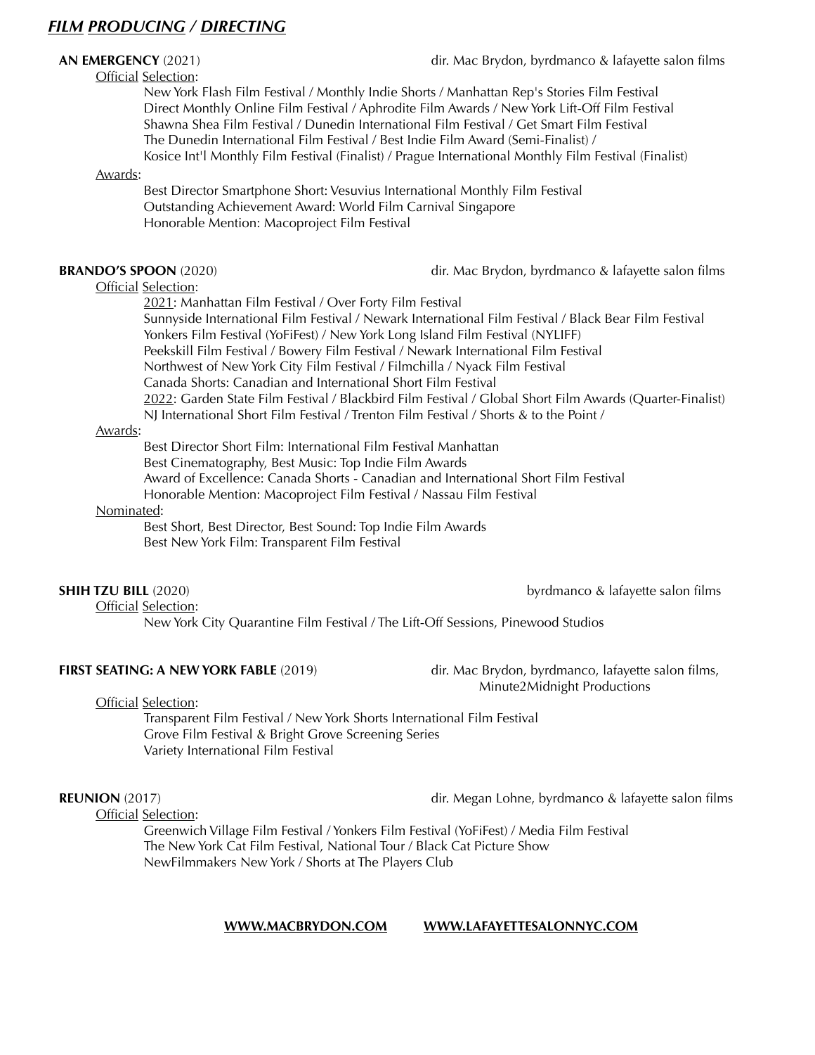## ***FILM PRODUCING / DIRECTING***

**AN EMERGENCY** (2021) — dir. Mac Brydon, byrdmanco & lafayette salon films

Official Selection:

New York Flash Film Festival / Monthly Indie Shorts / Manhattan Rep's Stories Film Festival
Direct Monthly Online Film Festival / Aphrodite Film Awards / New York Lift-Off Film Festival
Shawna Shea Film Festival / Dunedin International Film Festival / Get Smart Film Festival
The Dunedin International Film Festival / Best Indie Film Award (Semi-Finalist) /
Kosice Int'l Monthly Film Festival (Finalist) / Prague International Monthly Film Festival (Finalist)

Awards:

Best Director Smartphone Short: Vesuvius International Monthly Film Festival
Outstanding Achievement Award: World Film Carnival Singapore
Honorable Mention: Macoproject Film Festival

**BRANDO'S SPOON** (2020) — dir. Mac Brydon, byrdmanco & lafayette salon films

Official Selection:

2021: Manhattan Film Festival / Over Forty Film Festival
Sunnyside International Film Festival / Newark International Film Festival / Black Bear Film Festival
Yonkers Film Festival (YoFiFest) / New York Long Island Film Festival (NYLIFF)
Peekskill Film Festival / Bowery Film Festival / Newark International Film Festival
Northwest of New York City Film Festival / Filmchilla / Nyack Film Festival
Canada Shorts: Canadian and International Short Film Festival
2022: Garden State Film Festival / Blackbird Film Festival / Global Short Film Awards (Quarter-Finalist)
NJ International Short Film Festival / Trenton Film Festival / Shorts & to the Point /

Awards:

Best Director Short Film: International Film Festival Manhattan
Best Cinematography, Best Music: Top Indie Film Awards
Award of Excellence: Canada Shorts - Canadian and International Short Film Festival
Honorable Mention: Macoproject Film Festival / Nassau Film Festival

Nominated:

Best Short, Best Director, Best Sound: Top Indie Film Awards
Best New York Film: Transparent Film Festival

**SHIH TZU BILL** (2020) — byrdmanco & lafayette salon films

Official Selection:

New York City Quarantine Film Festival / The Lift-Off Sessions, Pinewood Studios

**FIRST SEATING: A NEW YORK FABLE** (2019) — dir. Mac Brydon, byrdmanco, lafayette salon films, Minute2Midnight Productions

Official Selection:

Transparent Film Festival / New York Shorts International Film Festival
Grove Film Festival & Bright Grove Screening Series
Variety International Film Festival

**REUNION** (2017) — dir. Megan Lohne, byrdmanco & lafayette salon films

Official Selection:

Greenwich Village Film Festival / Yonkers Film Festival (YoFiFest) / Media Film Festival
The New York Cat Film Festival, National Tour / Black Cat Picture Show
NewFilmmakers New York / Shorts at The Players Club

**WWW.MACBRYDON.COM** **WWW.LAFAYETTESALONNYC.COM**